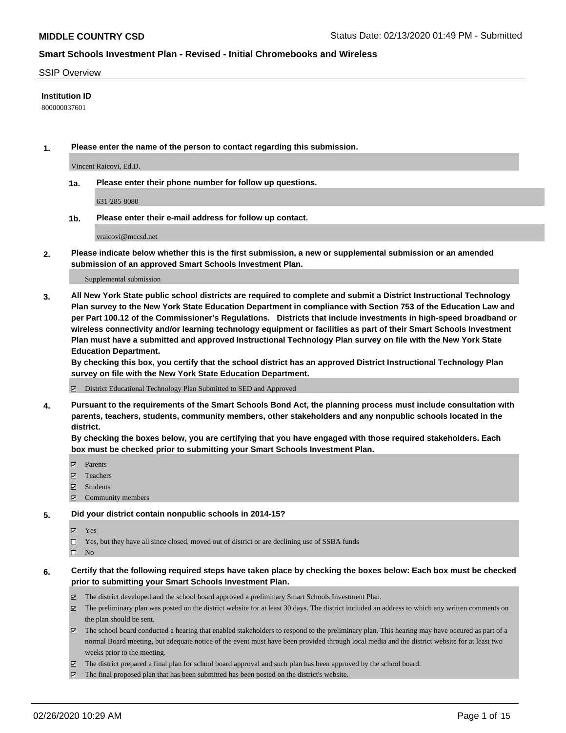**MIDDLE COUNTRY CSD** Status Date: 02/13/2020 01:49 PM - Submitted

**Smart Schools Investment Plan - Revised - Initial Chromebooks and Wireless**

SSIP Overview

**Institution ID**

800000037601

**1. Please enter the name of the person to contact regarding this submission.**

Vincent Raicovi, Ed.D.

**1a. Please enter their phone number for follow up questions.**

631-285-8080

**1b. Please enter their e-mail address for follow up contact.**

vraicovi@mccsd.net

**2. Please indicate below whether this is the first submission, a new or supplemental submission or an amended submission of an approved Smart Schools Investment Plan.**

Supplemental submission

**3. All New York State public school districts are required to complete and submit a District Instructional Technology Plan survey to the New York State Education Department in compliance with Section 753 of the Education Law and per Part 100.12 of the Commissioner's Regulations. Districts that include investments in high-speed broadband or wireless connectivity and/or learning technology equipment or facilities as part of their Smart Schools Investment Plan must have a submitted and approved Instructional Technology Plan survey on file with the New York State Education Department.**
**By checking this box, you certify that the school district has an approved District Instructional Technology Plan survey on file with the New York State Education Department.**

- [x] District Educational Technology Plan Submitted to SED and Approved

**4. Pursuant to the requirements of the Smart Schools Bond Act, the planning process must include consultation with parents, teachers, students, community members, other stakeholders and any nonpublic schools located in the district.**
**By checking the boxes below, you are certifying that you have engaged with those required stakeholders. Each box must be checked prior to submitting your Smart Schools Investment Plan.**

- [x] Parents
- [x] Teachers
- [x] Students
- [x] Community members

**5. Did your district contain nonpublic schools in 2014-15?**

- [x] Yes
- [ ] Yes, but they have all since closed, moved out of district or are declining use of SSBA funds
- [ ] No

**6. Certify that the following required steps have taken place by checking the boxes below: Each box must be checked prior to submitting your Smart Schools Investment Plan.**

- [x] The district developed and the school board approved a preliminary Smart Schools Investment Plan.
- [x] The preliminary plan was posted on the district website for at least 30 days. The district included an address to which any written comments on the plan should be sent.
- [x] The school board conducted a hearing that enabled stakeholders to respond to the preliminary plan. This hearing may have occured as part of a normal Board meeting, but adequate notice of the event must have been provided through local media and the district website for at least two weeks prior to the meeting.
- [x] The district prepared a final plan for school board approval and such plan has been approved by the school board.
- [x] The final proposed plan that has been submitted has been posted on the district's website.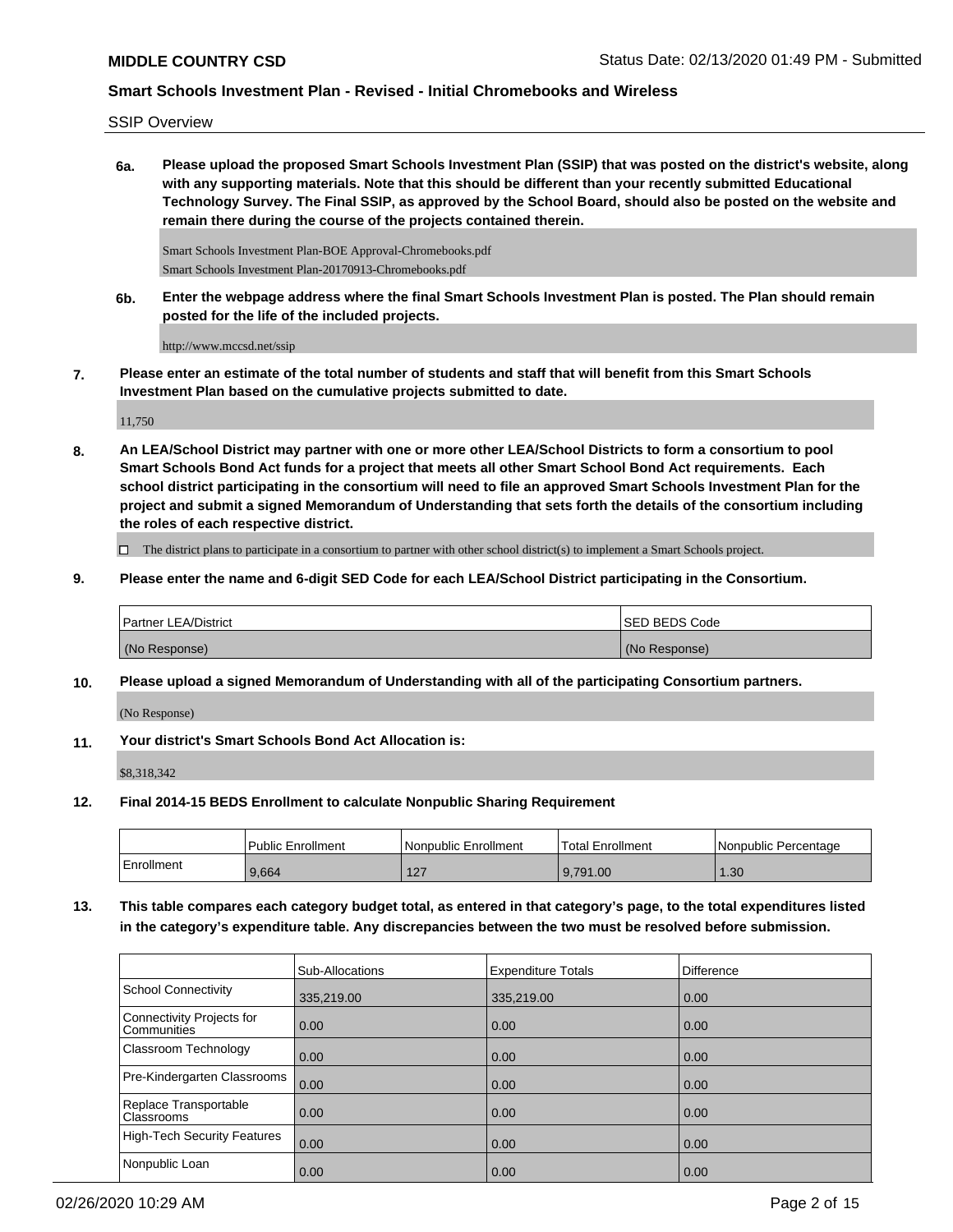SSIP Overview

**6a. Please upload the proposed Smart Schools Investment Plan (SSIP) that was posted on the district's website, along with any supporting materials. Note that this should be different than your recently submitted Educational Technology Survey. The Final SSIP, as approved by the School Board, should also be posted on the website and remain there during the course of the projects contained therein.**

Smart Schools Investment Plan-BOE Approval-Chromebooks.pdf
Smart Schools Investment Plan-20170913-Chromebooks.pdf

**6b. Enter the webpage address where the final Smart Schools Investment Plan is posted. The Plan should remain posted for the life of the included projects.**

http://www.mccsd.net/ssip

**7. Please enter an estimate of the total number of students and staff that will benefit from this Smart Schools Investment Plan based on the cumulative projects submitted to date.**

11,750

**8. An LEA/School District may partner with one or more other LEA/School Districts to form a consortium to pool Smart Schools Bond Act funds for a project that meets all other Smart School Bond Act requirements. Each school district participating in the consortium will need to file an approved Smart Schools Investment Plan for the project and submit a signed Memorandum of Understanding that sets forth the details of the consortium including the roles of each respective district.**

☐ The district plans to participate in a consortium to partner with other school district(s) to implement a Smart Schools project.

**9. Please enter the name and 6-digit SED Code for each LEA/School District participating in the Consortium.**

| Partner LEA/District | SED BEDS Code |
|---|---|
| (No Response) | (No Response) |

**10. Please upload a signed Memorandum of Understanding with all of the participating Consortium partners.**

(No Response)

**11. Your district's Smart Schools Bond Act Allocation is:**

$8,318,342

**12. Final 2014-15 BEDS Enrollment to calculate Nonpublic Sharing Requirement**

| | Public Enrollment | Nonpublic Enrollment | Total Enrollment | Nonpublic Percentage |
|---|---|---|---|---|
| Enrollment | 9,664 | 127 | 9,791.00 | 1.30 |

**13. This table compares each category budget total, as entered in that category's page, to the total expenditures listed in the category's expenditure table. Any discrepancies between the two must be resolved before submission.**

| | Sub-Allocations | Expenditure Totals | Difference |
|---|---|---|---|
| School Connectivity | 335,219.00 | 335,219.00 | 0.00 |
| Connectivity Projects for Communities | 0.00 | 0.00 | 0.00 |
| Classroom Technology | 0.00 | 0.00 | 0.00 |
| Pre-Kindergarten Classrooms | 0.00 | 0.00 | 0.00 |
| Replace Transportable Classrooms | 0.00 | 0.00 | 0.00 |
| High-Tech Security Features | 0.00 | 0.00 | 0.00 |
| Nonpublic Loan | 0.00 | 0.00 | 0.00 |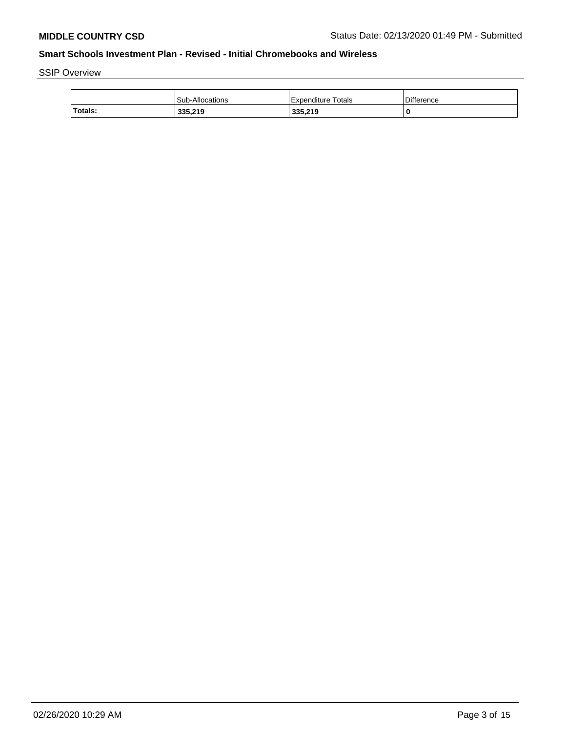## Smart Schools Investment Plan - Revised - Initial Chromebooks and Wireless

SSIP Overview

| | Sub-Allocations | Expenditure Totals | Difference |
|---|---|---|---|
| **Totals:** | **335,219** | **335,219** | **0** |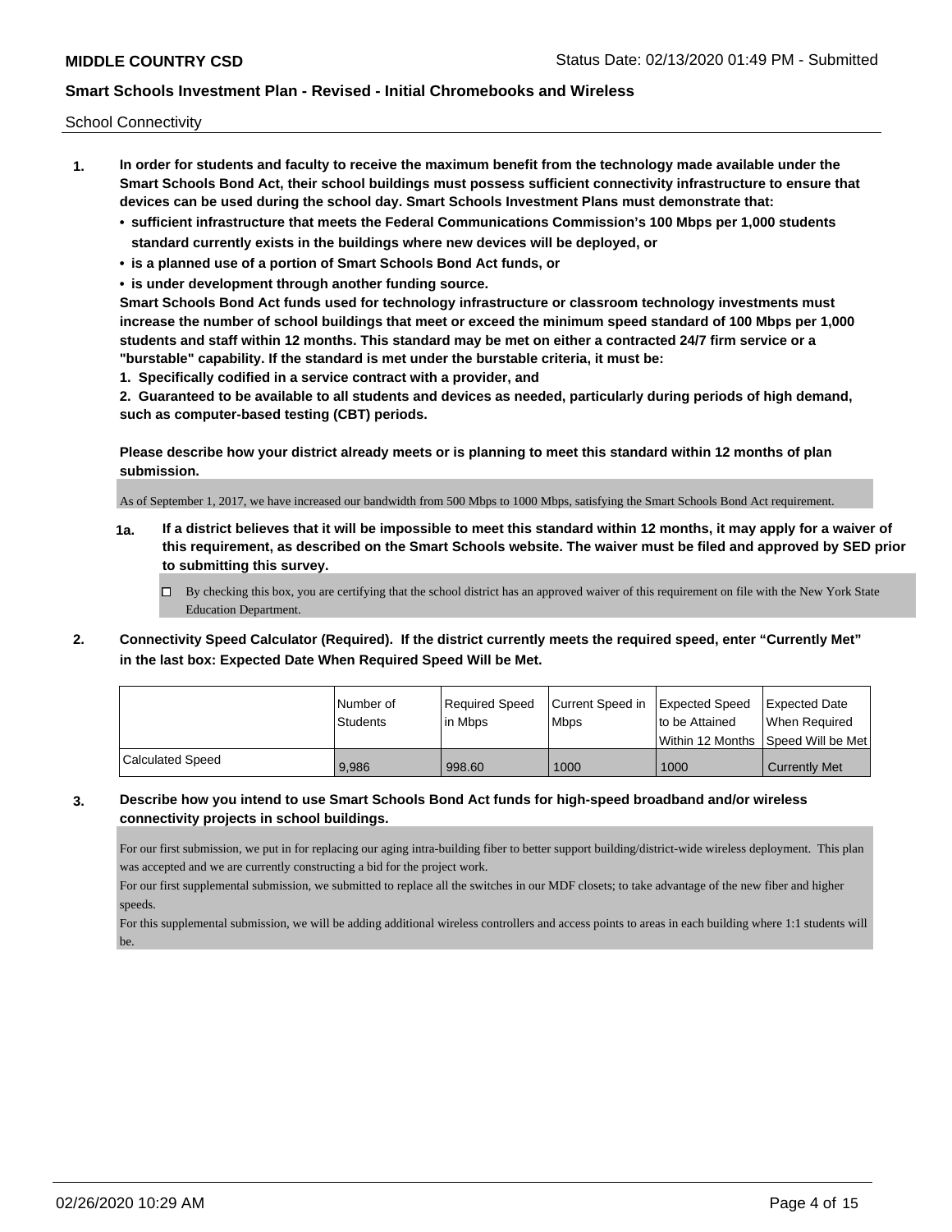School Connectivity

1. **In order for students and faculty to receive the maximum benefit from the technology made available under the Smart Schools Bond Act, their school buildings must possess sufficient connectivity infrastructure to ensure that devices can be used during the school day. Smart Schools Investment Plans must demonstrate that:**
   - **sufficient infrastructure that meets the Federal Communications Commission's 100 Mbps per 1,000 students standard currently exists in the buildings where new devices will be deployed, or**
   - **is a planned use of a portion of Smart Schools Bond Act funds, or**
   - **is under development through another funding source.**

   **Smart Schools Bond Act funds used for technology infrastructure or classroom technology investments must increase the number of school buildings that meet or exceed the minimum speed standard of 100 Mbps per 1,000 students and staff within 12 months. This standard may be met on either a contracted 24/7 firm service or a "burstable" capability. If the standard is met under the burstable criteria, it must be:**

   **1. Specifically codified in a service contract with a provider, and**

   **2. Guaranteed to be available to all students and devices as needed, particularly during periods of high demand, such as computer-based testing (CBT) periods.**

   **Please describe how your district already meets or is planning to meet this standard within 12 months of plan submission.**

   As of September 1, 2017, we have increased our bandwidth from 500 Mbps to 1000 Mbps, satisfying the Smart Schools Bond Act requirement.

   **1a. If a district believes that it will be impossible to meet this standard within 12 months, it may apply for a waiver of this requirement, as described on the Smart Schools website. The waiver must be filed and approved by SED prior to submitting this survey.**

   ☐ By checking this box, you are certifying that the school district has an approved waiver of this requirement on file with the New York State Education Department.

2. **Connectivity Speed Calculator (Required). If the district currently meets the required speed, enter "Currently Met" in the last box: Expected Date When Required Speed Will be Met.**

| | Number of Students | Required Speed in Mbps | Current Speed in Mbps | Expected Speed to be Attained Within 12 Months | Expected Date When Required Speed Will be Met |
|---|---|---|---|---|---|
| Calculated Speed | 9,986 | 998.60 | 1000 | 1000 | Currently Met |

3. **Describe how you intend to use Smart Schools Bond Act funds for high-speed broadband and/or wireless connectivity projects in school buildings.**

   For our first submission, we put in for replacing our aging intra-building fiber to better support building/district-wide wireless deployment. This plan was accepted and we are currently constructing a bid for the project work.
   For our first supplemental submission, we submitted to replace all the switches in our MDF closets; to take advantage of the new fiber and higher speeds.
   For this supplemental submission, we will be adding additional wireless controllers and access points to areas in each building where 1:1 students will be.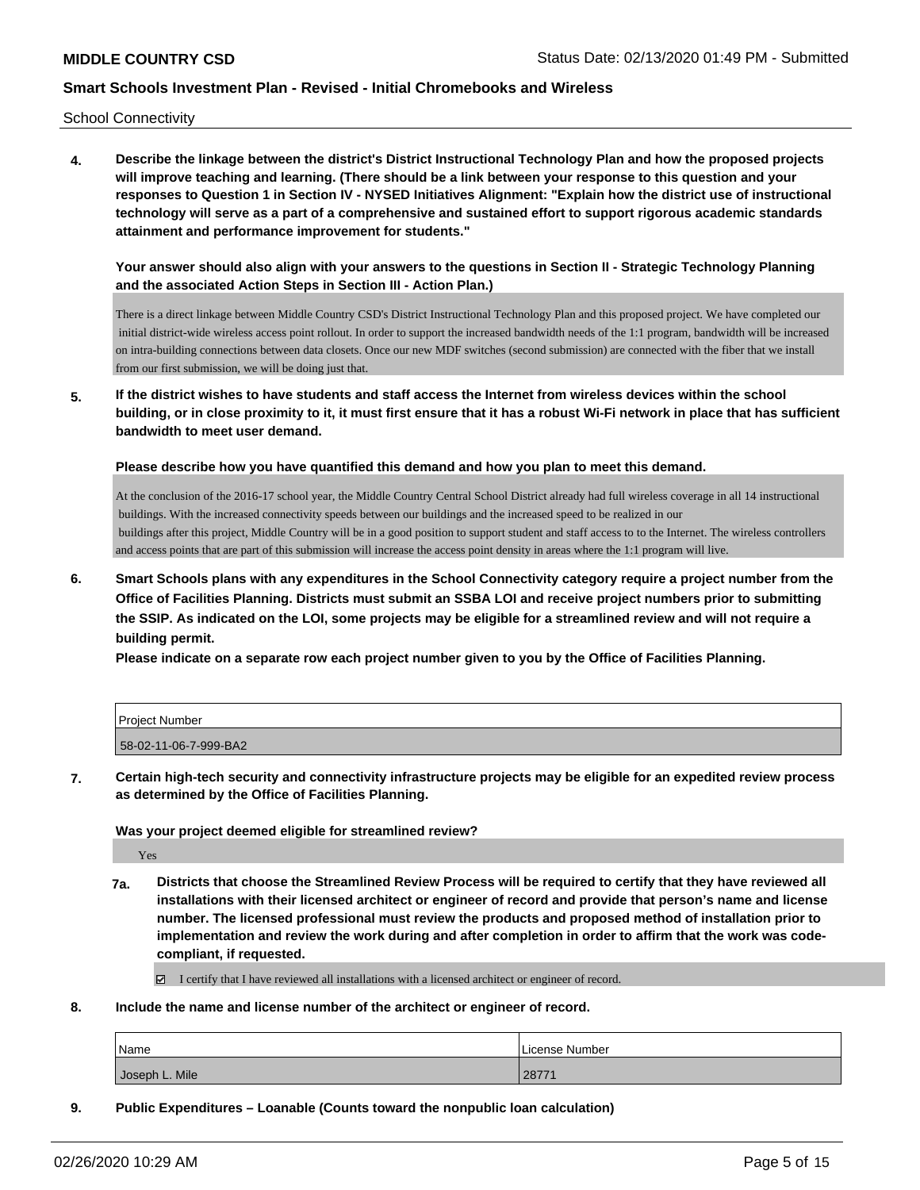School Connectivity

**4. Describe the linkage between the district's District Instructional Technology Plan and how the proposed projects will improve teaching and learning. (There should be a link between your response to this question and your responses to Question 1 in Section IV - NYSED Initiatives Alignment: "Explain how the district use of instructional technology will serve as a part of a comprehensive and sustained effort to support rigorous academic standards attainment and performance improvement for students."**

**Your answer should also align with your answers to the questions in Section II - Strategic Technology Planning and the associated Action Steps in Section III - Action Plan.)**

There is a direct linkage between Middle Country CSD's District Instructional Technology Plan and this proposed project. We have completed our initial district-wide wireless access point rollout. In order to support the increased bandwidth needs of the 1:1 program, bandwidth will be increased on intra-building connections between data closets. Once our new MDF switches (second submission) are connected with the fiber that we install from our first submission, we will be doing just that.

**5. If the district wishes to have students and staff access the Internet from wireless devices within the school building, or in close proximity to it, it must first ensure that it has a robust Wi-Fi network in place that has sufficient bandwidth to meet user demand.**

**Please describe how you have quantified this demand and how you plan to meet this demand.**

At the conclusion of the 2016-17 school year, the Middle Country Central School District already had full wireless coverage in all 14 instructional buildings. With the increased connectivity speeds between our buildings and the increased speed to be realized in our buildings after this project, Middle Country will be in a good position to support student and staff access to to the Internet. The wireless controllers and access points that are part of this submission will increase the access point density in areas where the 1:1 program will live.

**6. Smart Schools plans with any expenditures in the School Connectivity category require a project number from the Office of Facilities Planning. Districts must submit an SSBA LOI and receive project numbers prior to submitting the SSIP. As indicated on the LOI, some projects may be eligible for a streamlined review and will not require a building permit.**

**Please indicate on a separate row each project number given to you by the Office of Facilities Planning.**

| Project Number |
| --- |
| 58-02-11-06-7-999-BA2 |

**7. Certain high-tech security and connectivity infrastructure projects may be eligible for an expedited review process as determined by the Office of Facilities Planning.**

**Was your project deemed eligible for streamlined review?**

Yes

**7a. Districts that choose the Streamlined Review Process will be required to certify that they have reviewed all installations with their licensed architect or engineer of record and provide that person's name and license number. The licensed professional must review the products and proposed method of installation prior to implementation and review the work during and after completion in order to affirm that the work was code-compliant, if requested.**

☑ I certify that I have reviewed all installations with a licensed architect or engineer of record.

**8. Include the name and license number of the architect or engineer of record.**

| Name | License Number |
| --- | --- |
| Joseph L. Mile | 28771 |

**9. Public Expenditures – Loanable (Counts toward the nonpublic loan calculation)**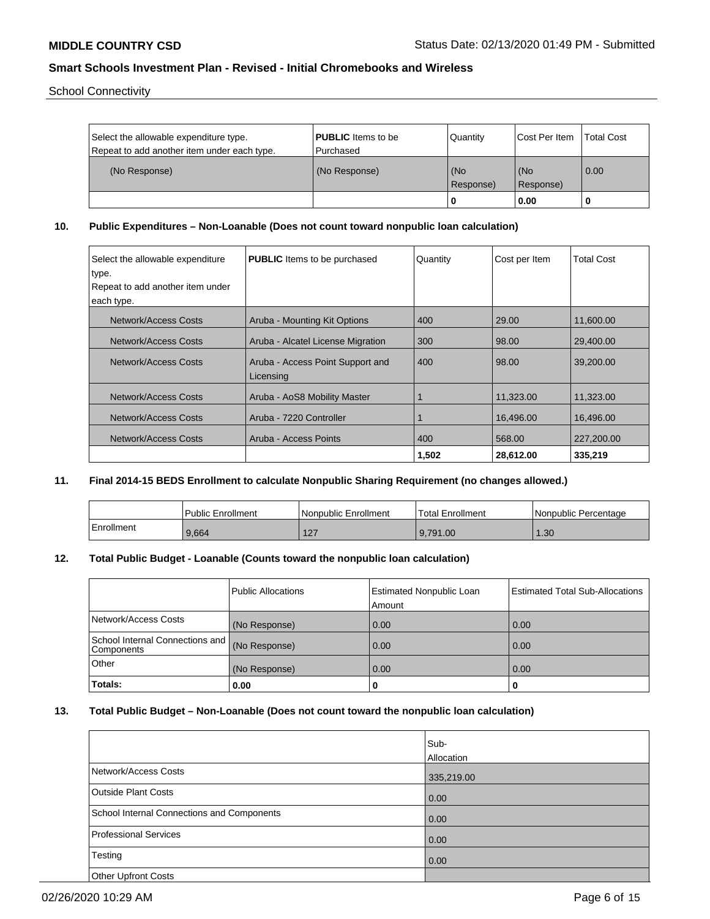School Connectivity

| Select the allowable expenditure type. Repeat to add another item under each type. | **PUBLIC** Items to be Purchased | Quantity | Cost Per Item | Total Cost |
|---|---|---|---|---|
| (No Response) | (No Response) | (No Response) | (No Response) | 0.00 |
| | | 0 | 0.00 | 0 |

## 10. Public Expenditures – Non-Loanable (Does not count toward nonpublic loan calculation)

| Select the allowable expenditure type. Repeat to add another item under each type. | **PUBLIC** Items to be purchased | Quantity | Cost per Item | Total Cost |
|---|---|---|---|---|
| Network/Access Costs | Aruba - Mounting Kit Options | 400 | 29.00 | 11,600.00 |
| Network/Access Costs | Aruba - Alcatel License Migration | 300 | 98.00 | 29,400.00 |
| Network/Access Costs | Aruba - Access Point Support and Licensing | 400 | 98.00 | 39,200.00 |
| Network/Access Costs | Aruba - AoS8 Mobility Master | 1 | 11,323.00 | 11,323.00 |
| Network/Access Costs | Aruba - 7220 Controller | 1 | 16,496.00 | 16,496.00 |
| Network/Access Costs | Aruba - Access Points | 400 | 568.00 | 227,200.00 |
| | | **1,502** | **28,612.00** | **335,219** |

## 11. Final 2014-15 BEDS Enrollment to calculate Nonpublic Sharing Requirement (no changes allowed.)

| | Public Enrollment | Nonpublic Enrollment | Total Enrollment | Nonpublic Percentage |
|---|---|---|---|---|
| Enrollment | 9,664 | 127 | 9,791.00 | 1.30 |

## 12. Total Public Budget - Loanable (Counts toward the nonpublic loan calculation)

| | Public Allocations | Estimated Nonpublic Loan Amount | Estimated Total Sub-Allocations |
|---|---|---|---|
| Network/Access Costs | (No Response) | 0.00 | 0.00 |
| School Internal Connections and Components | (No Response) | 0.00 | 0.00 |
| Other | (No Response) | 0.00 | 0.00 |
| **Totals:** | **0.00** | **0** | **0** |

## 13. Total Public Budget – Non-Loanable (Does not count toward the nonpublic loan calculation)

| | Sub-Allocation |
|---|---|
| Network/Access Costs | 335,219.00 |
| Outside Plant Costs | 0.00 |
| School Internal Connections and Components | 0.00 |
| Professional Services | 0.00 |
| Testing | 0.00 |
| Other Upfront Costs | |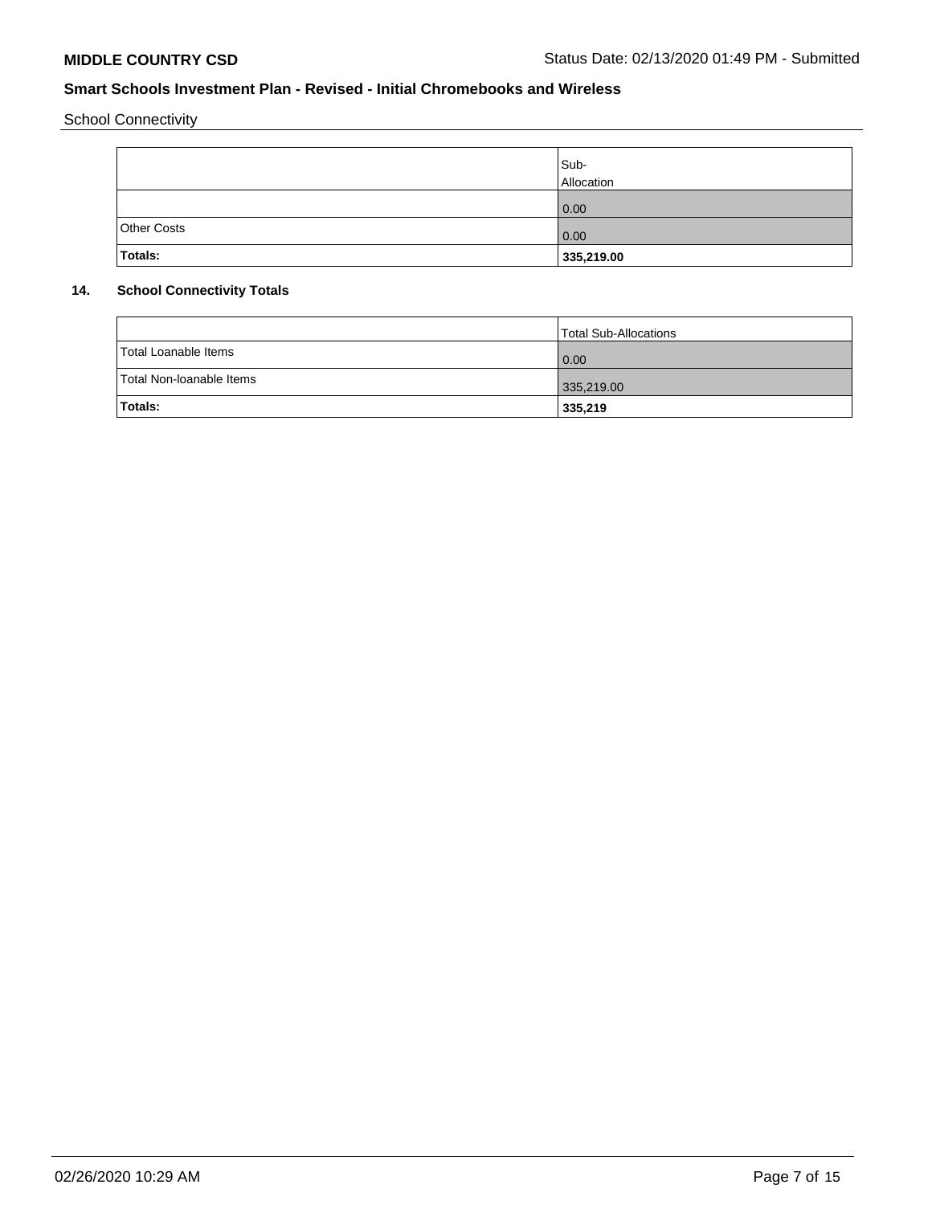School Connectivity

| | Sub-Allocation |
|---|---|
| | 0.00 |
| Other Costs | 0.00 |
| **Totals:** | **335,219.00** |

**14. School Connectivity Totals**

| | Total Sub-Allocations |
|---|---|
| Total Loanable Items | 0.00 |
| Total Non-loanable Items | 335,219.00 |
| **Totals:** | **335,219** |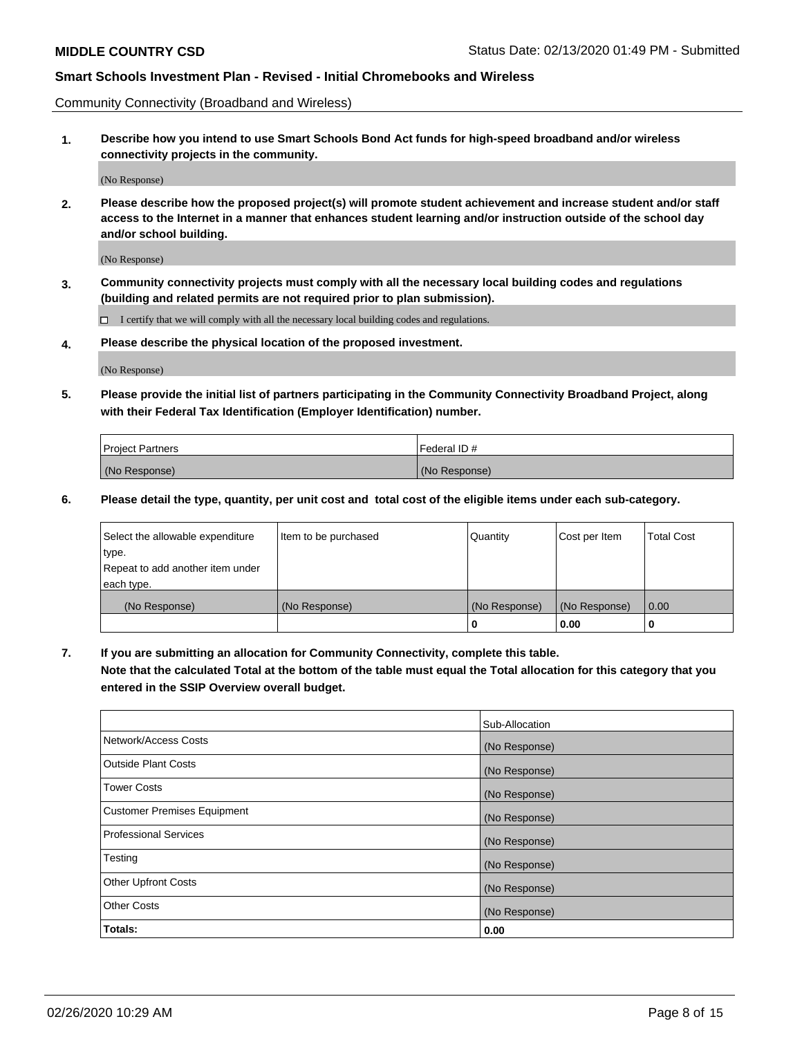Community Connectivity (Broadband and Wireless)

**1. Describe how you intend to use Smart Schools Bond Act funds for high-speed broadband and/or wireless connectivity projects in the community.**

(No Response)

**2. Please describe how the proposed project(s) will promote student achievement and increase student and/or staff access to the Internet in a manner that enhances student learning and/or instruction outside of the school day and/or school building.**

(No Response)

**3. Community connectivity projects must comply with all the necessary local building codes and regulations (building and related permits are not required prior to plan submission).**

☐ I certify that we will comply with all the necessary local building codes and regulations.

**4. Please describe the physical location of the proposed investment.**

(No Response)

**5. Please provide the initial list of partners participating in the Community Connectivity Broadband Project, along with their Federal Tax Identification (Employer Identification) number.**

| Project Partners | Federal ID # |
|---|---|
| (No Response) | (No Response) |

**6. Please detail the type, quantity, per unit cost and total cost of the eligible items under each sub-category.**

| Select the allowable expenditure type. Repeat to add another item under each type. | Item to be purchased | Quantity | Cost per Item | Total Cost |
|---|---|---|---|---|
| (No Response) | (No Response) | (No Response) | (No Response) | 0.00 |
| | | 0 | 0.00 | 0 |

**7. If you are submitting an allocation for Community Connectivity, complete this table. Note that the calculated Total at the bottom of the table must equal the Total allocation for this category that you entered in the SSIP Overview overall budget.**

| | Sub-Allocation |
|---|---|
| Network/Access Costs | (No Response) |
| Outside Plant Costs | (No Response) |
| Tower Costs | (No Response) |
| Customer Premises Equipment | (No Response) |
| Professional Services | (No Response) |
| Testing | (No Response) |
| Other Upfront Costs | (No Response) |
| Other Costs | (No Response) |
| **Totals:** | **0.00** |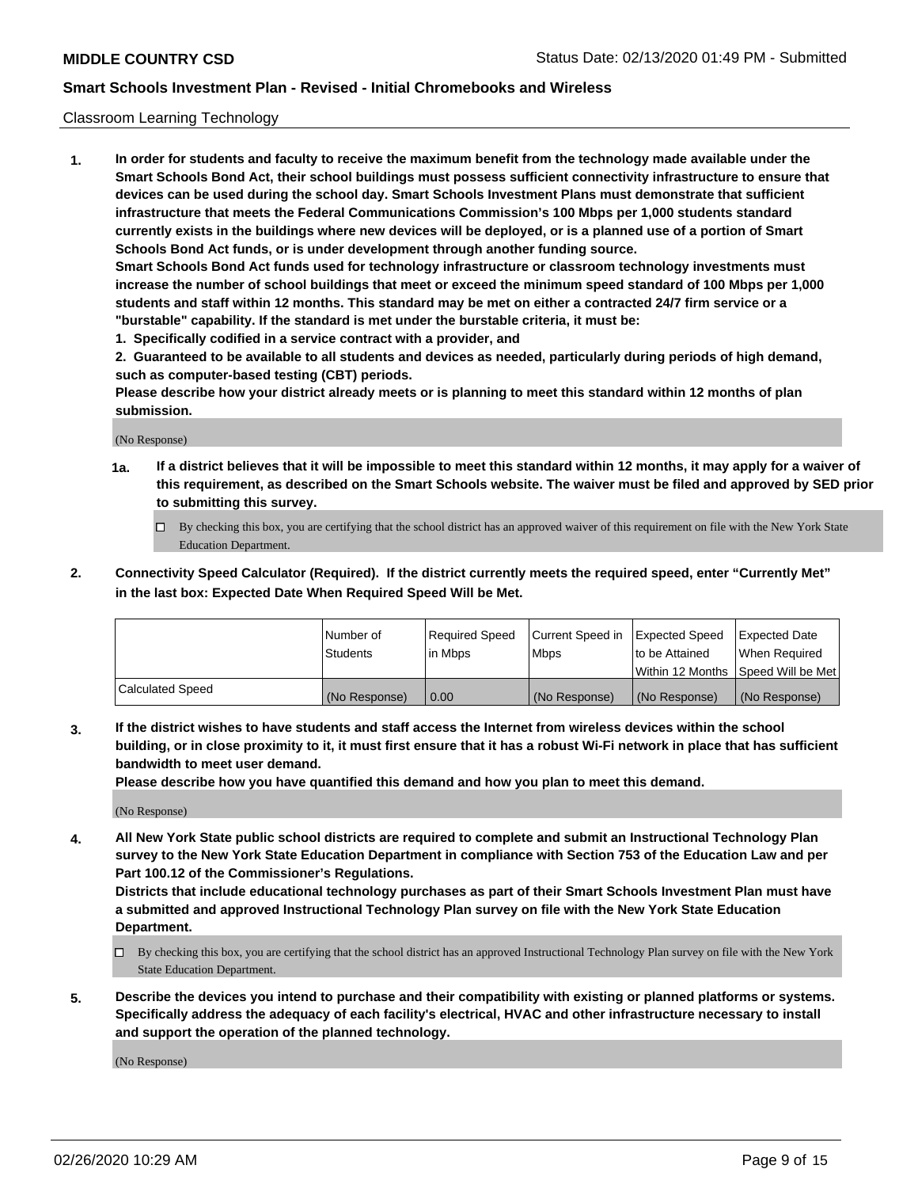Classroom Learning Technology

1. **In order for students and faculty to receive the maximum benefit from the technology made available under the Smart Schools Bond Act, their school buildings must possess sufficient connectivity infrastructure to ensure that devices can be used during the school day. Smart Schools Investment Plans must demonstrate that sufficient infrastructure that meets the Federal Communications Commission's 100 Mbps per 1,000 students standard currently exists in the buildings where new devices will be deployed, or is a planned use of a portion of Smart Schools Bond Act funds, or is under development through another funding source.**
   **Smart Schools Bond Act funds used for technology infrastructure or classroom technology investments must increase the number of school buildings that meet or exceed the minimum speed standard of 100 Mbps per 1,000 students and staff within 12 months. This standard may be met on either a contracted 24/7 firm service or a "burstable" capability. If the standard is met under the burstable criteria, it must be:**
   **1. Specifically codified in a service contract with a provider, and**
   **2. Guaranteed to be available to all students and devices as needed, particularly during periods of high demand, such as computer-based testing (CBT) periods.**
   **Please describe how your district already meets or is planning to meet this standard within 12 months of plan submission.**

   (No Response)

   **1a. If a district believes that it will be impossible to meet this standard within 12 months, it may apply for a waiver of this requirement, as described on the Smart Schools website. The waiver must be filed and approved by SED prior to submitting this survey.**

   ☐ By checking this box, you are certifying that the school district has an approved waiver of this requirement on file with the New York State Education Department.

2. **Connectivity Speed Calculator (Required). If the district currently meets the required speed, enter "Currently Met" in the last box: Expected Date When Required Speed Will be Met.**

| | Number of Students | Required Speed in Mbps | Current Speed in Mbps | Expected Speed to be Attained Within 12 Months | Expected Date When Required Speed Will be Met |
|---|---|---|---|---|---|
| Calculated Speed | (No Response) | 0.00 | (No Response) | (No Response) | (No Response) |

3. **If the district wishes to have students and staff access the Internet from wireless devices within the school building, or in close proximity to it, it must first ensure that it has a robust Wi-Fi network in place that has sufficient bandwidth to meet user demand.**
   **Please describe how you have quantified this demand and how you plan to meet this demand.**

   (No Response)

4. **All New York State public school districts are required to complete and submit an Instructional Technology Plan survey to the New York State Education Department in compliance with Section 753 of the Education Law and per Part 100.12 of the Commissioner's Regulations.**
   **Districts that include educational technology purchases as part of their Smart Schools Investment Plan must have a submitted and approved Instructional Technology Plan survey on file with the New York State Education Department.**

   ☐ By checking this box, you are certifying that the school district has an approved Instructional Technology Plan survey on file with the New York State Education Department.

5. **Describe the devices you intend to purchase and their compatibility with existing or planned platforms or systems. Specifically address the adequacy of each facility's electrical, HVAC and other infrastructure necessary to install and support the operation of the planned technology.**

   (No Response)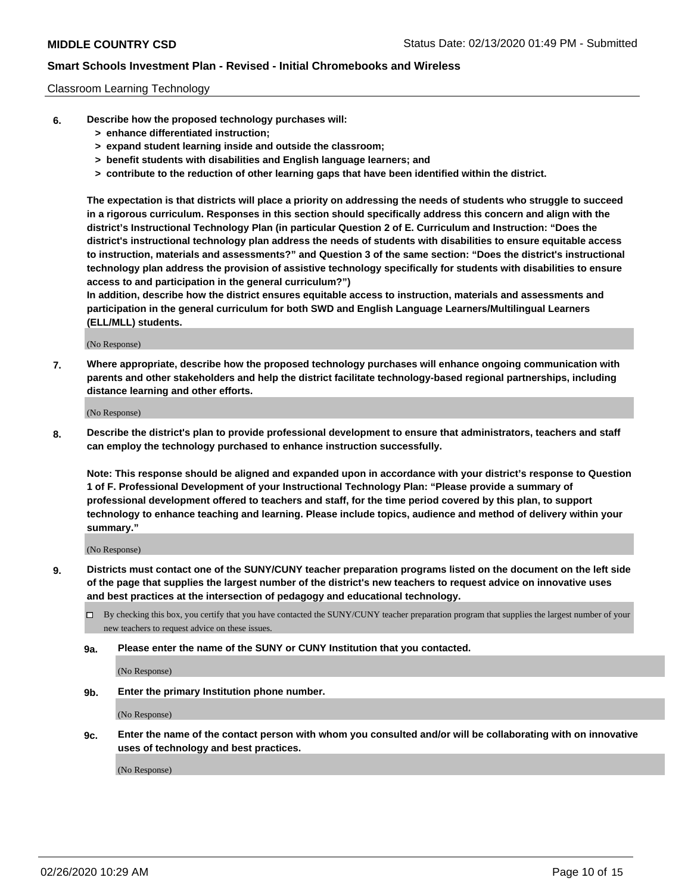Classroom Learning Technology

**6. Describe how the proposed technology purchases will:**
- **> enhance differentiated instruction;**
- **> expand student learning inside and outside the classroom;**
- **> benefit students with disabilities and English language learners; and**
- **> contribute to the reduction of other learning gaps that have been identified within the district.**

**The expectation is that districts will place a priority on addressing the needs of students who struggle to succeed in a rigorous curriculum. Responses in this section should specifically address this concern and align with the district's Instructional Technology Plan (in particular Question 2 of E. Curriculum and Instruction: "Does the district's instructional technology plan address the needs of students with disabilities to ensure equitable access to instruction, materials and assessments?" and Question 3 of the same section: "Does the district's instructional technology plan address the provision of assistive technology specifically for students with disabilities to ensure access to and participation in the general curriculum?")**

**In addition, describe how the district ensures equitable access to instruction, materials and assessments and participation in the general curriculum for both SWD and English Language Learners/Multilingual Learners (ELL/MLL) students.**

(No Response)

**7. Where appropriate, describe how the proposed technology purchases will enhance ongoing communication with parents and other stakeholders and help the district facilitate technology-based regional partnerships, including distance learning and other efforts.**

(No Response)

**8. Describe the district's plan to provide professional development to ensure that administrators, teachers and staff can employ the technology purchased to enhance instruction successfully.**

**Note: This response should be aligned and expanded upon in accordance with your district's response to Question 1 of F. Professional Development of your Instructional Technology Plan: "Please provide a summary of professional development offered to teachers and staff, for the time period covered by this plan, to support technology to enhance teaching and learning. Please include topics, audience and method of delivery within your summary."**

(No Response)

**9. Districts must contact one of the SUNY/CUNY teacher preparation programs listed on the document on the left side of the page that supplies the largest number of the district's new teachers to request advice on innovative uses and best practices at the intersection of pedagogy and educational technology.**

☐ By checking this box, you certify that you have contacted the SUNY/CUNY teacher preparation program that supplies the largest number of your new teachers to request advice on these issues.

**9a. Please enter the name of the SUNY or CUNY Institution that you contacted.**

(No Response)

**9b. Enter the primary Institution phone number.**

(No Response)

**9c. Enter the name of the contact person with whom you consulted and/or will be collaborating with on innovative uses of technology and best practices.**

(No Response)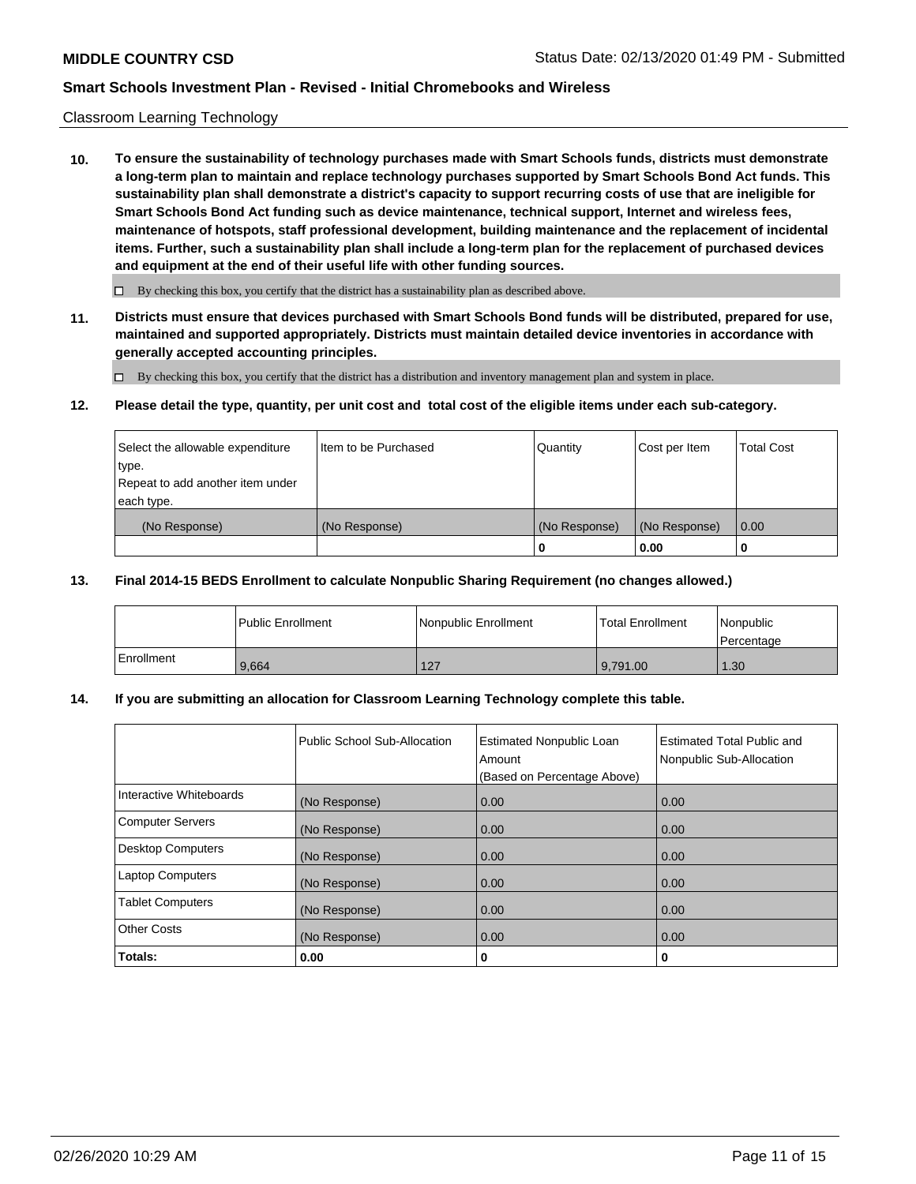Classroom Learning Technology

**10. To ensure the sustainability of technology purchases made with Smart Schools funds, districts must demonstrate a long-term plan to maintain and replace technology purchases supported by Smart Schools Bond Act funds. This sustainability plan shall demonstrate a district's capacity to support recurring costs of use that are ineligible for Smart Schools Bond Act funding such as device maintenance, technical support, Internet and wireless fees, maintenance of hotspots, staff professional development, building maintenance and the replacement of incidental items. Further, such a sustainability plan shall include a long-term plan for the replacement of purchased devices and equipment at the end of their useful life with other funding sources.**

☐ By checking this box, you certify that the district has a sustainability plan as described above.

**11. Districts must ensure that devices purchased with Smart Schools Bond funds will be distributed, prepared for use, maintained and supported appropriately. Districts must maintain detailed device inventories in accordance with generally accepted accounting principles.**

☐ By checking this box, you certify that the district has a distribution and inventory management plan and system in place.

**12. Please detail the type, quantity, per unit cost and total cost of the eligible items under each sub-category.**

| Select the allowable expenditure type. Repeat to add another item under each type. | Item to be Purchased | Quantity | Cost per Item | Total Cost |
|---|---|---|---|---|
| (No Response) | (No Response) | (No Response) | (No Response) | 0.00 |
| | | **0** | **0.00** | **0** |

**13. Final 2014-15 BEDS Enrollment to calculate Nonpublic Sharing Requirement (no changes allowed.)**

| | Public Enrollment | Nonpublic Enrollment | Total Enrollment | Nonpublic Percentage |
|---|---|---|---|---|
| Enrollment | 9,664 | 127 | 9,791.00 | 1.30 |

**14. If you are submitting an allocation for Classroom Learning Technology complete this table.**

| | Public School Sub-Allocation | Estimated Nonpublic Loan Amount (Based on Percentage Above) | Estimated Total Public and Nonpublic Sub-Allocation |
|---|---|---|---|
| Interactive Whiteboards | (No Response) | 0.00 | 0.00 |
| Computer Servers | (No Response) | 0.00 | 0.00 |
| Desktop Computers | (No Response) | 0.00 | 0.00 |
| Laptop Computers | (No Response) | 0.00 | 0.00 |
| Tablet Computers | (No Response) | 0.00 | 0.00 |
| Other Costs | (No Response) | 0.00 | 0.00 |
| **Totals:** | **0.00** | **0** | **0** |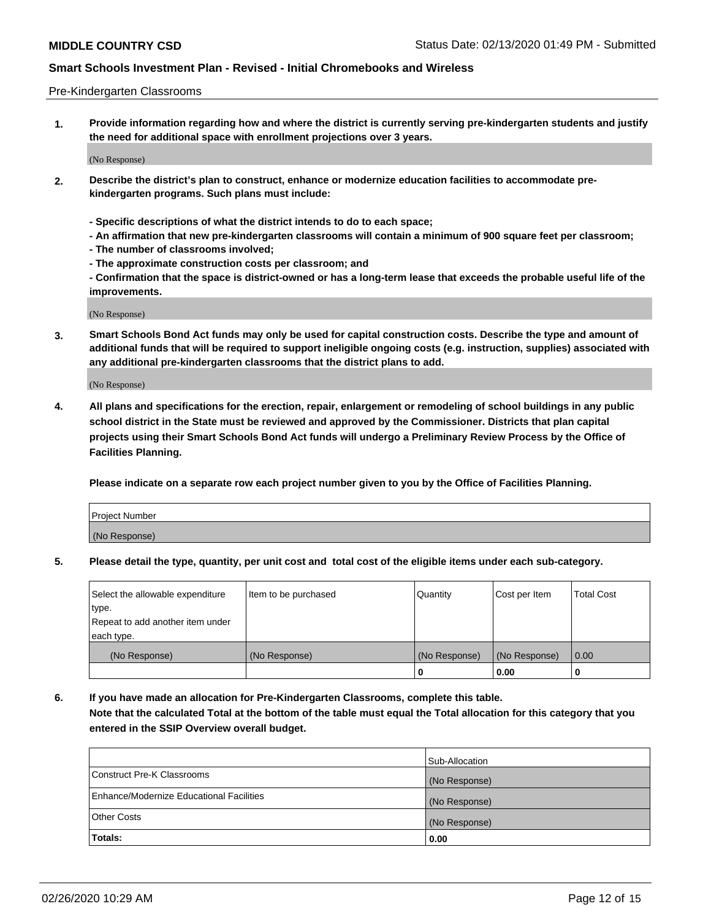Pre-Kindergarten Classrooms

**1. Provide information regarding how and where the district is currently serving pre-kindergarten students and justify the need for additional space with enrollment projections over 3 years.**

(No Response)

**2. Describe the district's plan to construct, enhance or modernize education facilities to accommodate pre-kindergarten programs. Such plans must include:**

**- Specific descriptions of what the district intends to do to each space;**
**- An affirmation that new pre-kindergarten classrooms will contain a minimum of 900 square feet per classroom;**
**- The number of classrooms involved;**
**- The approximate construction costs per classroom; and**
**- Confirmation that the space is district-owned or has a long-term lease that exceeds the probable useful life of the improvements.**

(No Response)

**3. Smart Schools Bond Act funds may only be used for capital construction costs. Describe the type and amount of additional funds that will be required to support ineligible ongoing costs (e.g. instruction, supplies) associated with any additional pre-kindergarten classrooms that the district plans to add.**

(No Response)

**4. All plans and specifications for the erection, repair, enlargement or remodeling of school buildings in any public school district in the State must be reviewed and approved by the Commissioner. Districts that plan capital projects using their Smart Schools Bond Act funds will undergo a Preliminary Review Process by the Office of Facilities Planning.**

**Please indicate on a separate row each project number given to you by the Office of Facilities Planning.**

| Project Number |
|---|
| (No Response) |

**5. Please detail the type, quantity, per unit cost and total cost of the eligible items under each sub-category.**

| Select the allowable expenditure type. Repeat to add another item under each type. | Item to be purchased | Quantity | Cost per Item | Total Cost |
|---|---|---|---|---|
| (No Response) | (No Response) | (No Response) | (No Response) | 0.00 |
| | | 0 | 0.00 | 0 |

**6. If you have made an allocation for Pre-Kindergarten Classrooms, complete this table. Note that the calculated Total at the bottom of the table must equal the Total allocation for this category that you entered in the SSIP Overview overall budget.**

| | Sub-Allocation |
|---|---|
| Construct Pre-K Classrooms | (No Response) |
| Enhance/Modernize Educational Facilities | (No Response) |
| Other Costs | (No Response) |
| **Totals:** | **0.00** |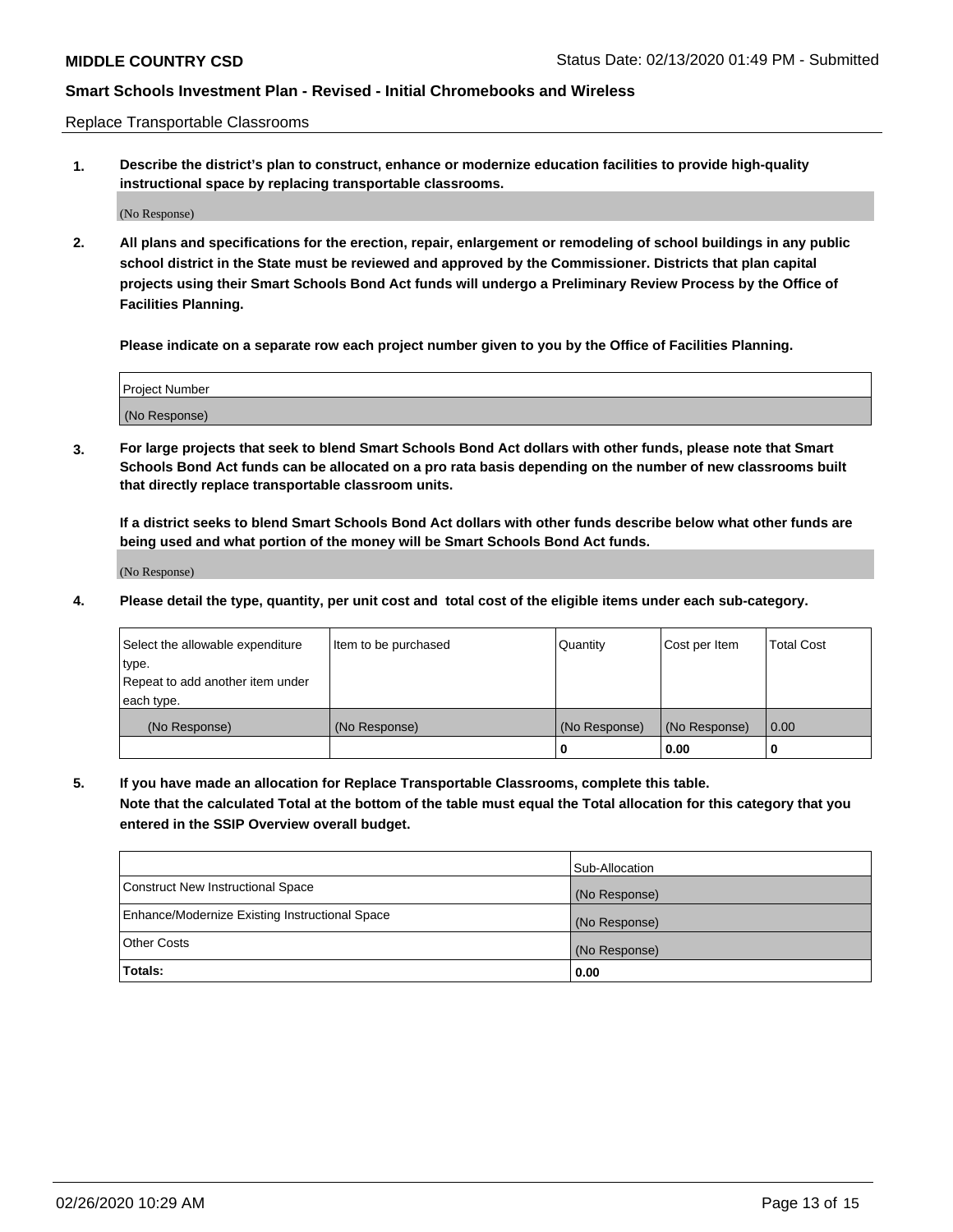**MIDDLE COUNTRY CSD** Status Date: 02/13/2020 01:49 PM - Submitted

**Smart Schools Investment Plan - Revised - Initial Chromebooks and Wireless**

Replace Transportable Classrooms

1. **Describe the district's plan to construct, enhance or modernize education facilities to provide high-quality instructional space by replacing transportable classrooms.**

   (No Response)

2. **All plans and specifications for the erection, repair, enlargement or remodeling of school buildings in any public school district in the State must be reviewed and approved by the Commissioner. Districts that plan capital projects using their Smart Schools Bond Act funds will undergo a Preliminary Review Process by the Office of Facilities Planning.**

   **Please indicate on a separate row each project number given to you by the Office of Facilities Planning.**

| Project Number |
|---|
| (No Response) |

3. **For large projects that seek to blend Smart Schools Bond Act dollars with other funds, please note that Smart Schools Bond Act funds can be allocated on a pro rata basis depending on the number of new classrooms built that directly replace transportable classroom units.**

   **If a district seeks to blend Smart Schools Bond Act dollars with other funds describe below what other funds are being used and what portion of the money will be Smart Schools Bond Act funds.**

   (No Response)

4. **Please detail the type, quantity, per unit cost and total cost of the eligible items under each sub-category.**

| Select the allowable expenditure type. Repeat to add another item under each type. | Item to be purchased | Quantity | Cost per Item | Total Cost |
|---|---|---|---|---|
| (No Response) | (No Response) | (No Response) | (No Response) | 0.00 |
| | | 0 | 0.00 | 0 |

5. **If you have made an allocation for Replace Transportable Classrooms, complete this table. Note that the calculated Total at the bottom of the table must equal the Total allocation for this category that you entered in the SSIP Overview overall budget.**

| | Sub-Allocation |
|---|---|
| Construct New Instructional Space | (No Response) |
| Enhance/Modernize Existing Instructional Space | (No Response) |
| Other Costs | (No Response) |
| **Totals:** | **0.00** |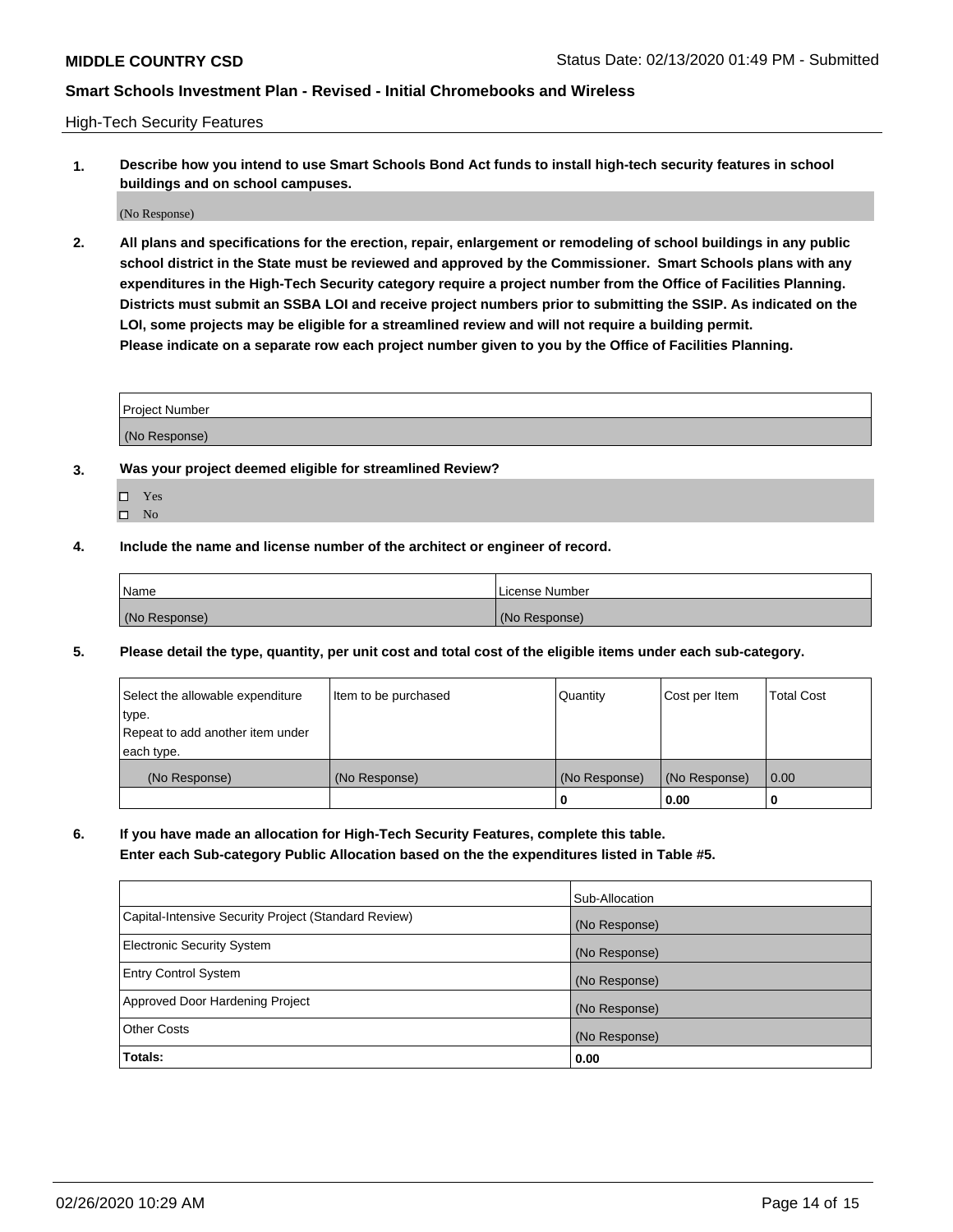**MIDDLE COUNTRY CSD** Status Date: 02/13/2020 01:49 PM - Submitted

**Smart Schools Investment Plan - Revised - Initial Chromebooks and Wireless**

High-Tech Security Features

**1. Describe how you intend to use Smart Schools Bond Act funds to install high-tech security features in school buildings and on school campuses.**

(No Response)

**2. All plans and specifications for the erection, repair, enlargement or remodeling of school buildings in any public school district in the State must be reviewed and approved by the Commissioner. Smart Schools plans with any expenditures in the High-Tech Security category require a project number from the Office of Facilities Planning. Districts must submit an SSBA LOI and receive project numbers prior to submitting the SSIP. As indicated on the LOI, some projects may be eligible for a streamlined review and will not require a building permit. Please indicate on a separate row each project number given to you by the Office of Facilities Planning.**

| Project Number |
|---|
| (No Response) |

**3. Was your project deemed eligible for streamlined Review?**

- ☐ Yes
- ☐ No

**4. Include the name and license number of the architect or engineer of record.**

| Name | License Number |
|---|---|
| (No Response) | (No Response) |

**5. Please detail the type, quantity, per unit cost and total cost of the eligible items under each sub-category.**

| Select the allowable expenditure type. Repeat to add another item under each type. | Item to be purchased | Quantity | Cost per Item | Total Cost |
|---|---|---|---|---|
| (No Response) | (No Response) | (No Response) | (No Response) | 0.00 |
| | | 0 | 0.00 | 0 |

**6. If you have made an allocation for High-Tech Security Features, complete this table. Enter each Sub-category Public Allocation based on the the expenditures listed in Table #5.**

| | Sub-Allocation |
|---|---|
| Capital-Intensive Security Project (Standard Review) | (No Response) |
| Electronic Security System | (No Response) |
| Entry Control System | (No Response) |
| Approved Door Hardening Project | (No Response) |
| Other Costs | (No Response) |
| **Totals:** | **0.00** |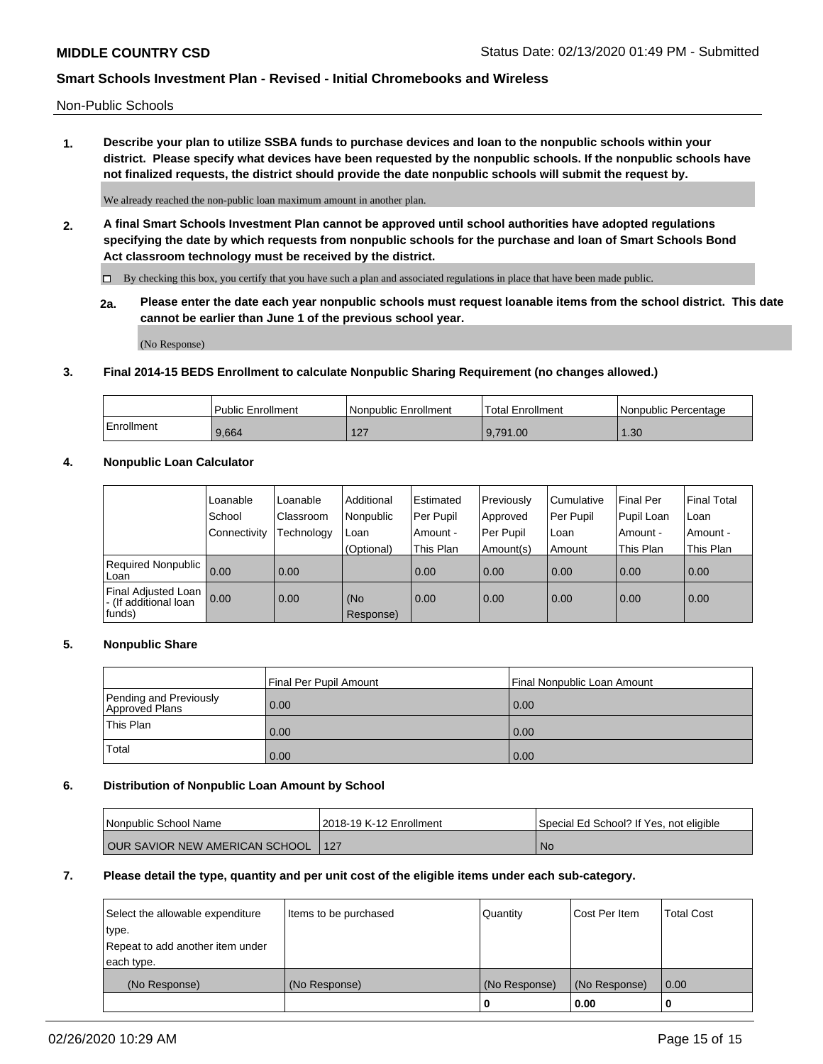Non-Public Schools

**1. Describe your plan to utilize SSBA funds to purchase devices and loan to the nonpublic schools within your district. Please specify what devices have been requested by the nonpublic schools. If the nonpublic schools have not finalized requests, the district should provide the date nonpublic schools will submit the request by.**

We already reached the non-public loan maximum amount in another plan.

**2. A final Smart Schools Investment Plan cannot be approved until school authorities have adopted regulations specifying the date by which requests from nonpublic schools for the purchase and loan of Smart Schools Bond Act classroom technology must be received by the district.**

☐ By checking this box, you certify that you have such a plan and associated regulations in place that have been made public.

**2a. Please enter the date each year nonpublic schools must request loanable items from the school district. This date cannot be earlier than June 1 of the previous school year.**

(No Response)

**3. Final 2014-15 BEDS Enrollment to calculate Nonpublic Sharing Requirement (no changes allowed.)**

| | Public Enrollment | Nonpublic Enrollment | Total Enrollment | Nonpublic Percentage |
|---|---|---|---|---|
| Enrollment | 9,664 | 127 | 9,791.00 | 1.30 |

**4. Nonpublic Loan Calculator**

| | Loanable School Connectivity | Loanable Classroom Technology | Additional Nonpublic Loan (Optional) | Estimated Per Pupil Amount - This Plan | Previously Approved Per Pupil Amount(s) | Cumulative Per Pupil Loan Amount | Final Per Pupil Loan Amount - This Plan | Final Total Loan Amount - This Plan |
|---|---|---|---|---|---|---|---|---|
| Required Nonpublic Loan | 0.00 | 0.00 | | 0.00 | 0.00 | 0.00 | 0.00 | 0.00 |
| Final Adjusted Loan - (If additional loan funds) | 0.00 | 0.00 | (No Response) | 0.00 | 0.00 | 0.00 | 0.00 | 0.00 |

**5. Nonpublic Share**

| | Final Per Pupil Amount | Final Nonpublic Loan Amount |
|---|---|---|
| Pending and Previously Approved Plans | 0.00 | 0.00 |
| This Plan | 0.00 | 0.00 |
| Total | 0.00 | 0.00 |

**6. Distribution of Nonpublic Loan Amount by School**

| Nonpublic School Name | 2018-19 K-12 Enrollment | Special Ed School? If Yes, not eligible |
|---|---|---|
| OUR SAVIOR NEW AMERICAN SCHOOL | 127 | No |

**7. Please detail the type, quantity and per unit cost of the eligible items under each sub-category.**

| Select the allowable expenditure type. Repeat to add another item under each type. | Items to be purchased | Quantity | Cost Per Item | Total Cost |
|---|---|---|---|---|
| (No Response) | (No Response) | (No Response) | (No Response) | 0.00 |
| | | 0 | 0.00 | 0 |